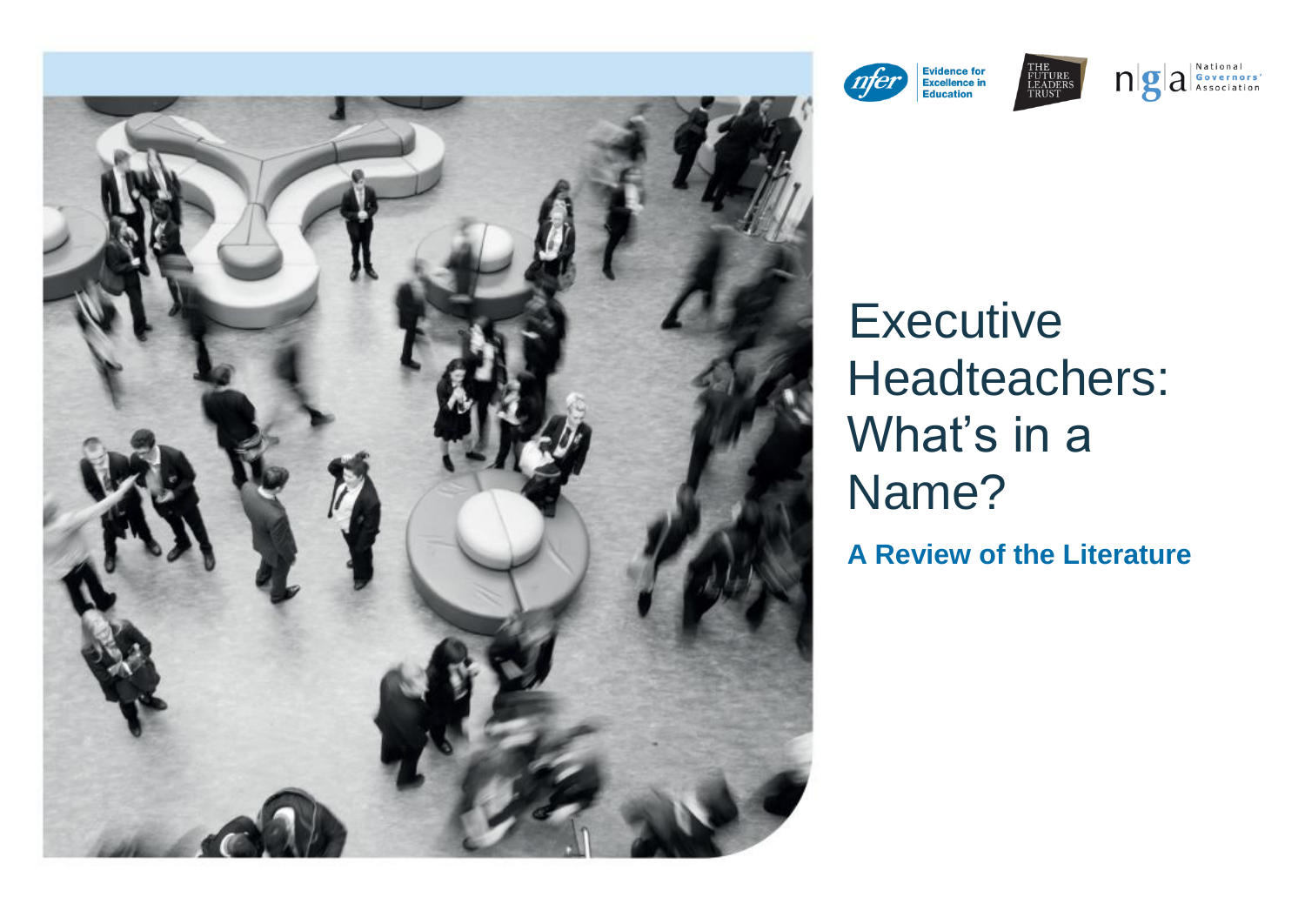# Executive Headteachers: What's in a Name?

**A Review of the Literature**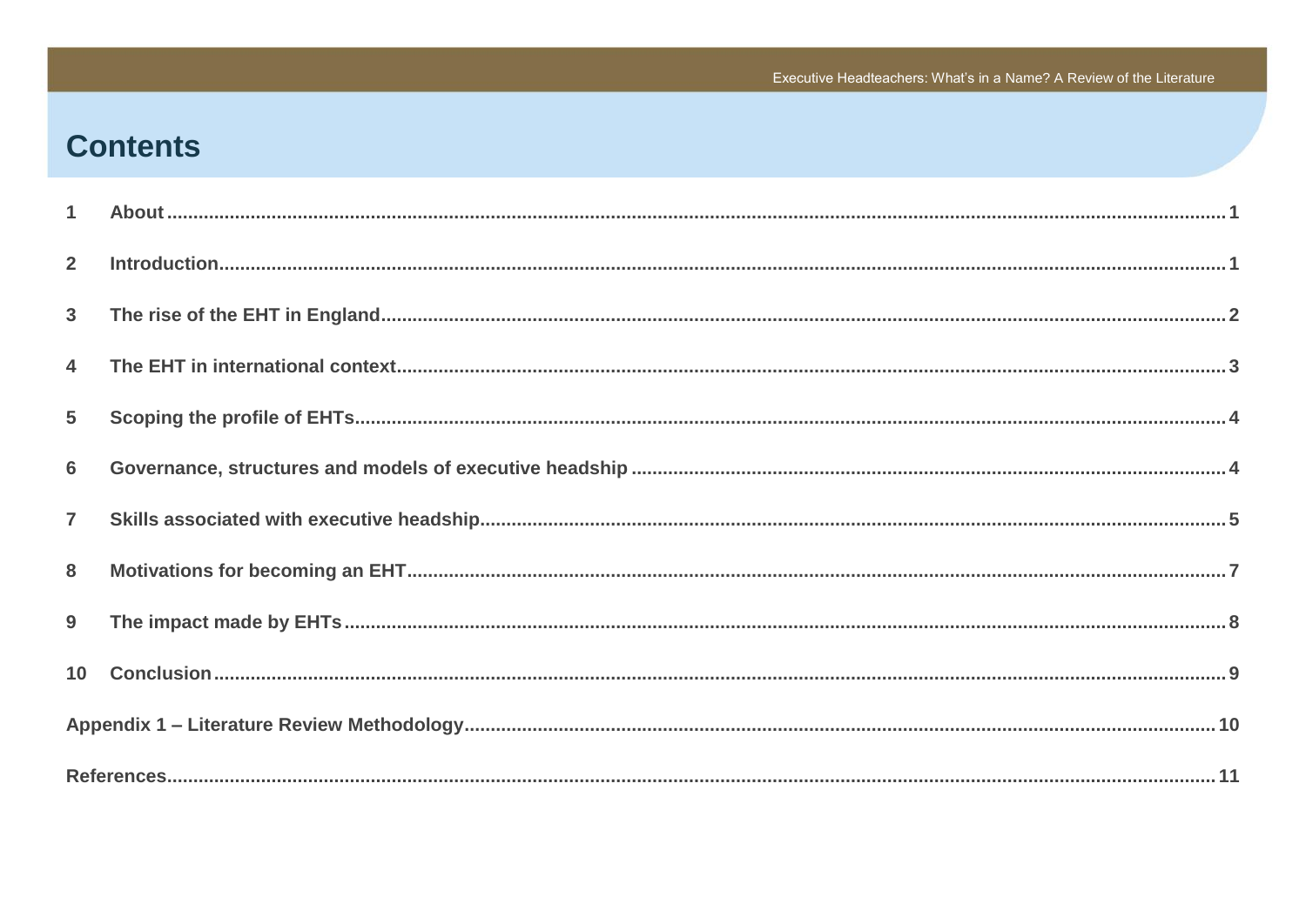# Contents

1 About ..... 1

2 Introduction ..... 1

3 The rise of the EHT in England ..... 2

4 The EHT in international context ..... 3

5 Scoping the profile of EHTs ..... 4

6 Governance, structures and models of executive headship ..... 4

7 Skills associated with executive headship ..... 5

8 Motivations for becoming an EHT ..... 7

9 The impact made by EHTs ..... 8

10 Conclusion ..... 9

Appendix 1 – Literature Review Methodology ..... 10

References ..... 11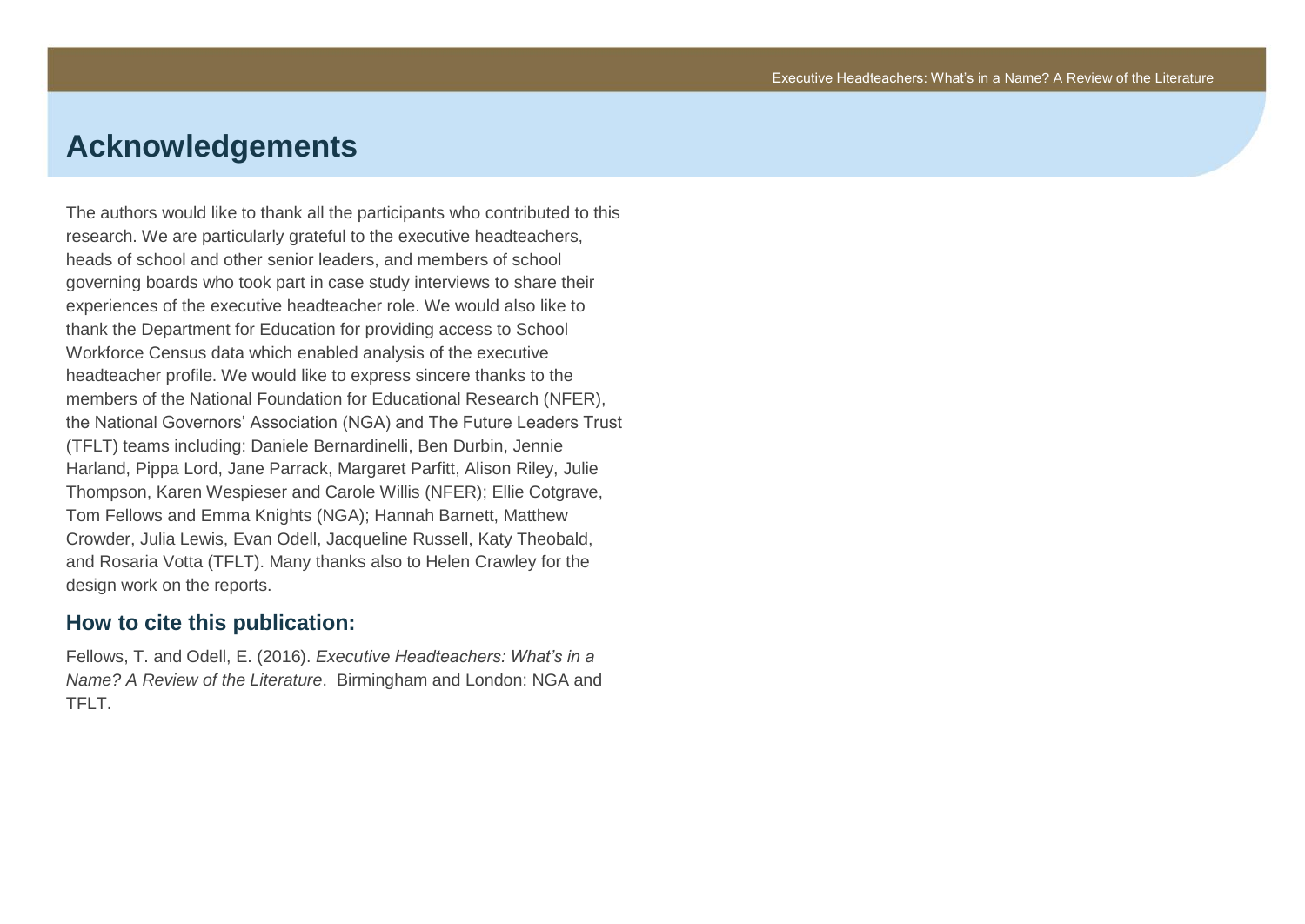# Acknowledgements

The authors would like to thank all the participants who contributed to this research. We are particularly grateful to the executive headteachers, heads of school and other senior leaders, and members of school governing boards who took part in case study interviews to share their experiences of the executive headteacher role. We would also like to thank the Department for Education for providing access to School Workforce Census data which enabled analysis of the executive headteacher profile. We would like to express sincere thanks to the members of the National Foundation for Educational Research (NFER), the National Governors' Association (NGA) and The Future Leaders Trust (TFLT) teams including: Daniele Bernardinelli, Ben Durbin, Jennie Harland, Pippa Lord, Jane Parrack, Margaret Parfitt, Alison Riley, Julie Thompson, Karen Wespieser and Carole Willis (NFER); Ellie Cotgrave, Tom Fellows and Emma Knights (NGA); Hannah Barnett, Matthew Crowder, Julia Lewis, Evan Odell, Jacqueline Russell, Katy Theobald, and Rosaria Votta (TFLT). Many thanks also to Helen Crawley for the design work on the reports.

## How to cite this publication:

Fellows, T. and Odell, E. (2016). *Executive Headteachers: What's in a Name? A Review of the Literature*. Birmingham and London: NGA and TFLT.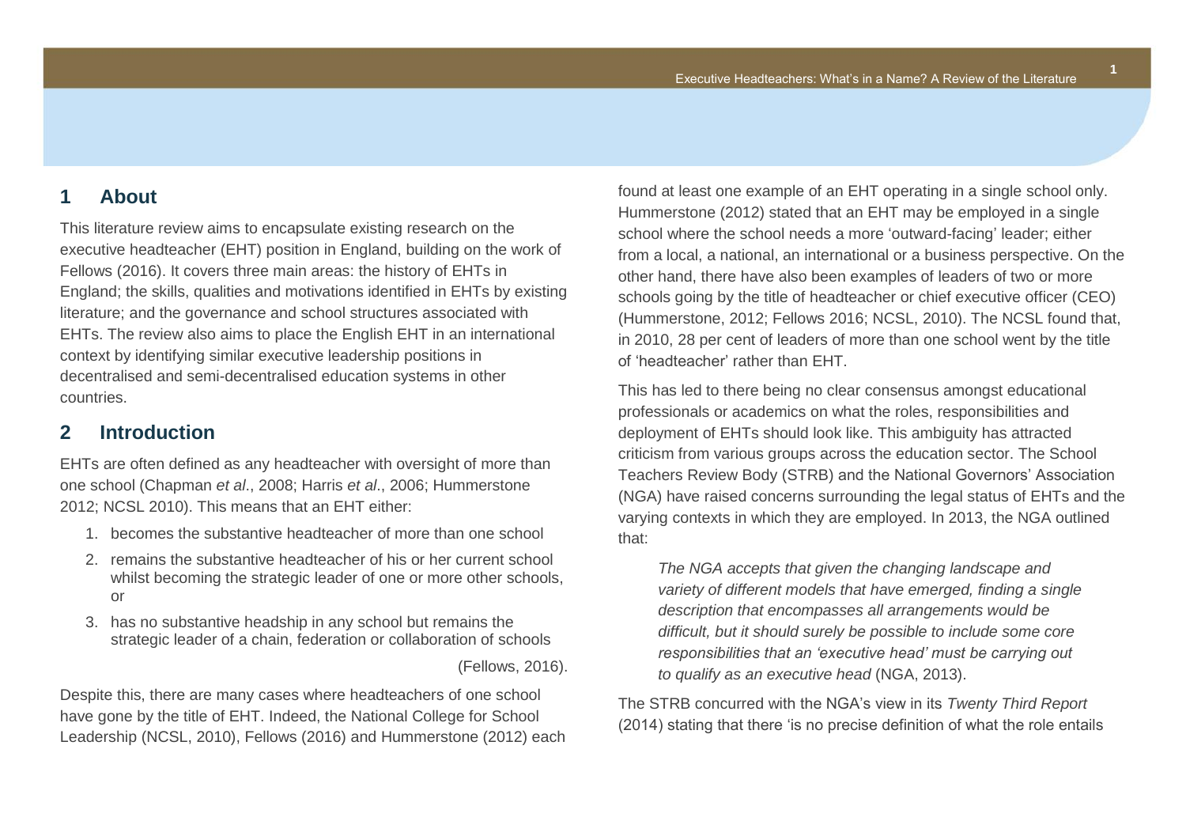## 1 About

This literature review aims to encapsulate existing research on the executive headteacher (EHT) position in England, building on the work of Fellows (2016). It covers three main areas: the history of EHTs in England; the skills, qualities and motivations identified in EHTs by existing literature; and the governance and school structures associated with EHTs. The review also aims to place the English EHT in an international context by identifying similar executive leadership positions in decentralised and semi-decentralised education systems in other countries.

## 2 Introduction

EHTs are often defined as any headteacher with oversight of more than one school (Chapman *et al*., 2008; Harris *et al*., 2006; Hummerstone 2012; NCSL 2010). This means that an EHT either:

1. becomes the substantive headteacher of more than one school
2. remains the substantive headteacher of his or her current school whilst becoming the strategic leader of one or more other schools, or
3. has no substantive headship in any school but remains the strategic leader of a chain, federation or collaboration of schools

(Fellows, 2016).

Despite this, there are many cases where headteachers of one school have gone by the title of EHT. Indeed, the National College for School Leadership (NCSL, 2010), Fellows (2016) and Hummerstone (2012) each found at least one example of an EHT operating in a single school only. Hummerstone (2012) stated that an EHT may be employed in a single school where the school needs a more 'outward-facing' leader; either from a local, a national, an international or a business perspective. On the other hand, there have also been examples of leaders of two or more schools going by the title of headteacher or chief executive officer (CEO) (Hummerstone, 2012; Fellows 2016; NCSL, 2010). The NCSL found that, in 2010, 28 per cent of leaders of more than one school went by the title of 'headteacher' rather than EHT.

This has led to there being no clear consensus amongst educational professionals or academics on what the roles, responsibilities and deployment of EHTs should look like. This ambiguity has attracted criticism from various groups across the education sector. The School Teachers Review Body (STRB) and the National Governors' Association (NGA) have raised concerns surrounding the legal status of EHTs and the varying contexts in which they are employed. In 2013, the NGA outlined that:

> *The NGA accepts that given the changing landscape and variety of different models that have emerged, finding a single description that encompasses all arrangements would be difficult, but it should surely be possible to include some core responsibilities that an 'executive head' must be carrying out to qualify as an executive head* (NGA, 2013).

The STRB concurred with the NGA's view in its *Twenty Third Report* (2014) stating that there 'is no precise definition of what the role entails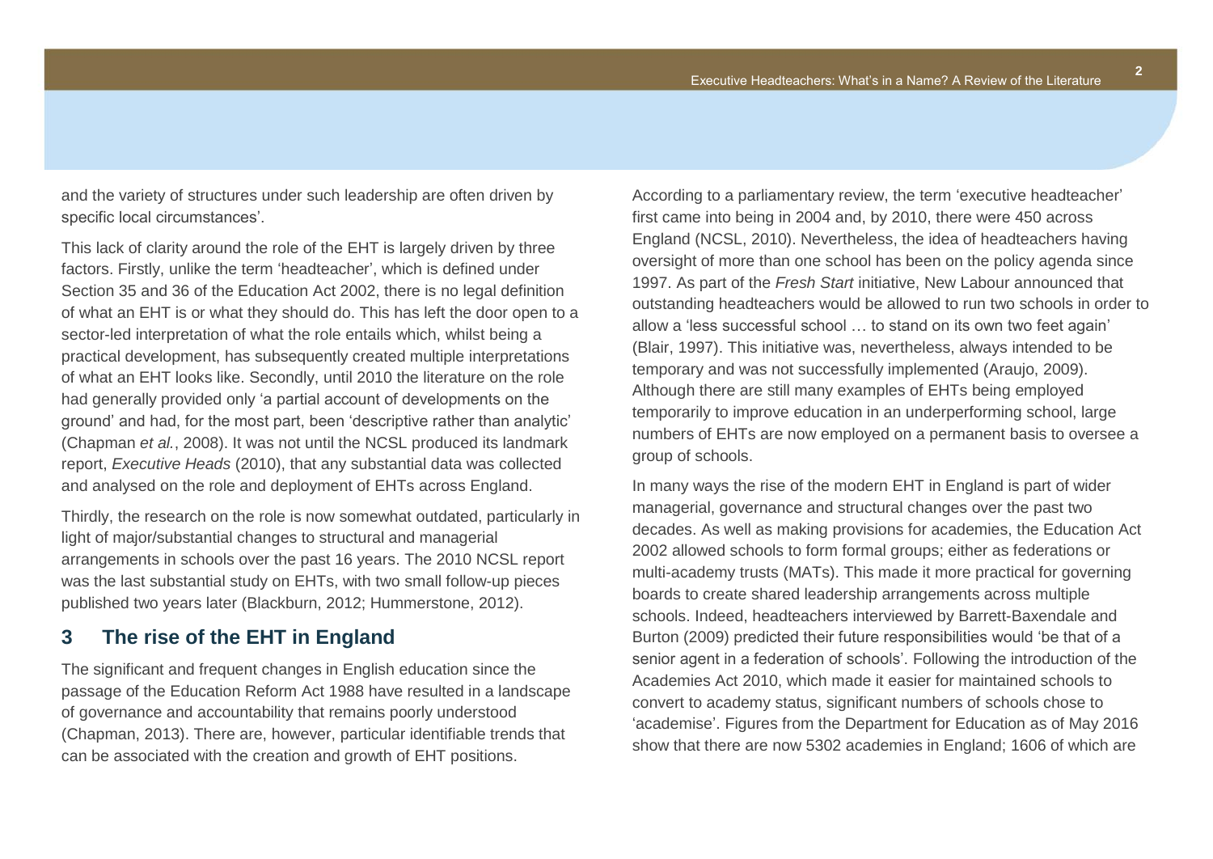and the variety of structures under such leadership are often driven by specific local circumstances'.

This lack of clarity around the role of the EHT is largely driven by three factors. Firstly, unlike the term 'headteacher', which is defined under Section 35 and 36 of the Education Act 2002, there is no legal definition of what an EHT is or what they should do. This has left the door open to a sector-led interpretation of what the role entails which, whilst being a practical development, has subsequently created multiple interpretations of what an EHT looks like. Secondly, until 2010 the literature on the role had generally provided only 'a partial account of developments on the ground' and had, for the most part, been 'descriptive rather than analytic' (Chapman *et al.*, 2008). It was not until the NCSL produced its landmark report, *Executive Heads* (2010), that any substantial data was collected and analysed on the role and deployment of EHTs across England.

Thirdly, the research on the role is now somewhat outdated, particularly in light of major/substantial changes to structural and managerial arrangements in schools over the past 16 years. The 2010 NCSL report was the last substantial study on EHTs, with two small follow-up pieces published two years later (Blackburn, 2012; Hummerstone, 2012).

## 3 The rise of the EHT in England

The significant and frequent changes in English education since the passage of the Education Reform Act 1988 have resulted in a landscape of governance and accountability that remains poorly understood (Chapman, 2013). There are, however, particular identifiable trends that can be associated with the creation and growth of EHT positions.

According to a parliamentary review, the term 'executive headteacher' first came into being in 2004 and, by 2010, there were 450 across England (NCSL, 2010). Nevertheless, the idea of headteachers having oversight of more than one school has been on the policy agenda since 1997. As part of the *Fresh Start* initiative, New Labour announced that outstanding headteachers would be allowed to run two schools in order to allow a 'less successful school … to stand on its own two feet again' (Blair, 1997). This initiative was, nevertheless, always intended to be temporary and was not successfully implemented (Araujo, 2009). Although there are still many examples of EHTs being employed temporarily to improve education in an underperforming school, large numbers of EHTs are now employed on a permanent basis to oversee a group of schools.

In many ways the rise of the modern EHT in England is part of wider managerial, governance and structural changes over the past two decades. As well as making provisions for academies, the Education Act 2002 allowed schools to form formal groups; either as federations or multi-academy trusts (MATs). This made it more practical for governing boards to create shared leadership arrangements across multiple schools. Indeed, headteachers interviewed by Barrett-Baxendale and Burton (2009) predicted their future responsibilities would 'be that of a senior agent in a federation of schools'. Following the introduction of the Academies Act 2010, which made it easier for maintained schools to convert to academy status, significant numbers of schools chose to 'academise'. Figures from the Department for Education as of May 2016 show that there are now 5302 academies in England; 1606 of which are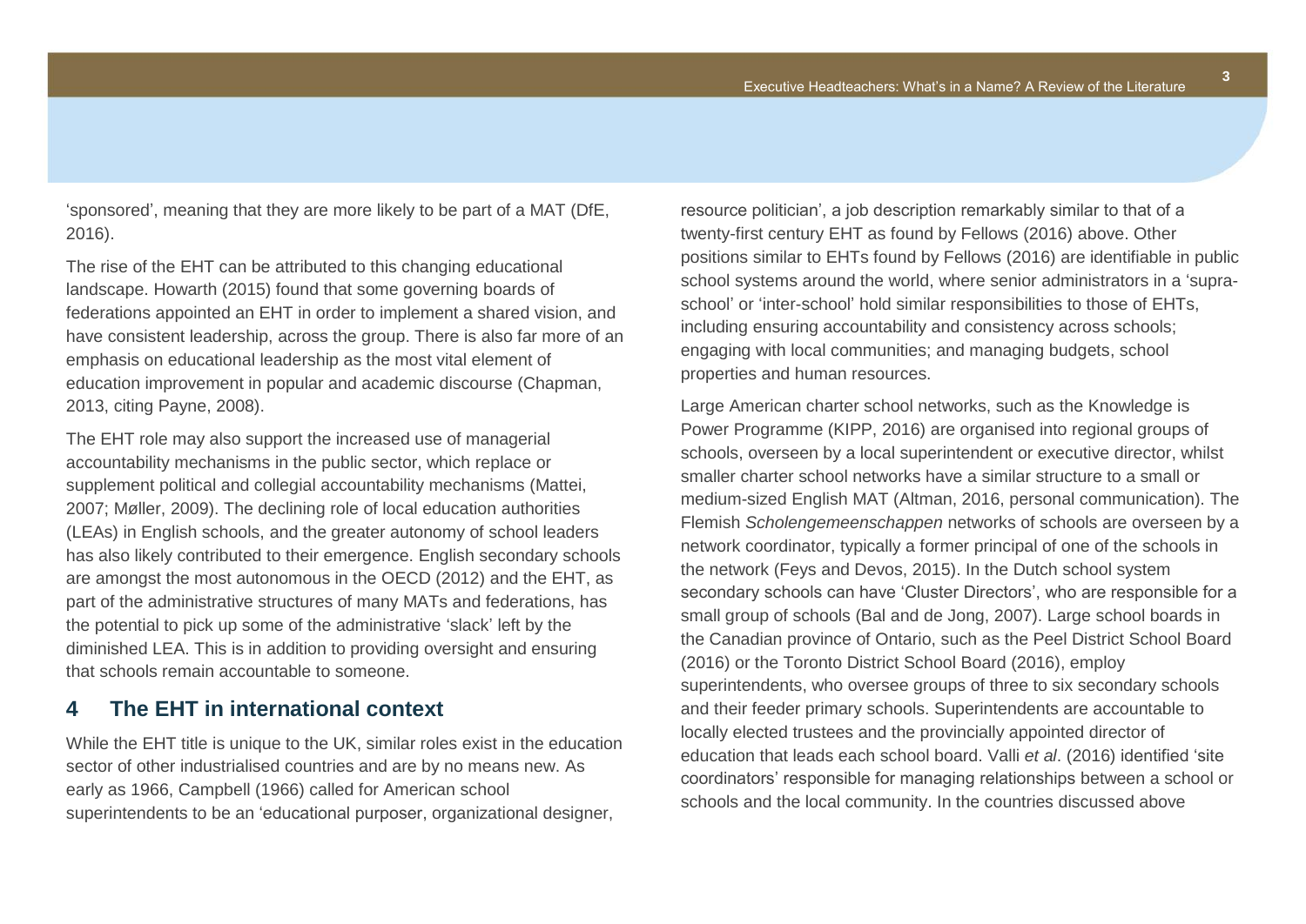'sponsored', meaning that they are more likely to be part of a MAT (DfE, 2016).

The rise of the EHT can be attributed to this changing educational landscape. Howarth (2015) found that some governing boards of federations appointed an EHT in order to implement a shared vision, and have consistent leadership, across the group. There is also far more of an emphasis on educational leadership as the most vital element of education improvement in popular and academic discourse (Chapman, 2013, citing Payne, 2008).

The EHT role may also support the increased use of managerial accountability mechanisms in the public sector, which replace or supplement political and collegial accountability mechanisms (Mattei, 2007; Møller, 2009). The declining role of local education authorities (LEAs) in English schools, and the greater autonomy of school leaders has also likely contributed to their emergence. English secondary schools are amongst the most autonomous in the OECD (2012) and the EHT, as part of the administrative structures of many MATs and federations, has the potential to pick up some of the administrative 'slack' left by the diminished LEA. This is in addition to providing oversight and ensuring that schools remain accountable to someone.

## 4 The EHT in international context

While the EHT title is unique to the UK, similar roles exist in the education sector of other industrialised countries and are by no means new. As early as 1966, Campbell (1966) called for American school superintendents to be an 'educational purposer, organizational designer, resource politician', a job description remarkably similar to that of a twenty-first century EHT as found by Fellows (2016) above. Other positions similar to EHTs found by Fellows (2016) are identifiable in public school systems around the world, where senior administrators in a 'supra-school' or 'inter-school' hold similar responsibilities to those of EHTs, including ensuring accountability and consistency across schools; engaging with local communities; and managing budgets, school properties and human resources.

Large American charter school networks, such as the Knowledge is Power Programme (KIPP, 2016) are organised into regional groups of schools, overseen by a local superintendent or executive director, whilst smaller charter school networks have a similar structure to a small or medium-sized English MAT (Altman, 2016, personal communication). The Flemish *Scholengemeenschappen* networks of schools are overseen by a network coordinator, typically a former principal of one of the schools in the network (Feys and Devos, 2015). In the Dutch school system secondary schools can have 'Cluster Directors', who are responsible for a small group of schools (Bal and de Jong, 2007). Large school boards in the Canadian province of Ontario, such as the Peel District School Board (2016) or the Toronto District School Board (2016), employ superintendents, who oversee groups of three to six secondary schools and their feeder primary schools. Superintendents are accountable to locally elected trustees and the provincially appointed director of education that leads each school board. Valli *et al*. (2016) identified 'site coordinators' responsible for managing relationships between a school or schools and the local community. In the countries discussed above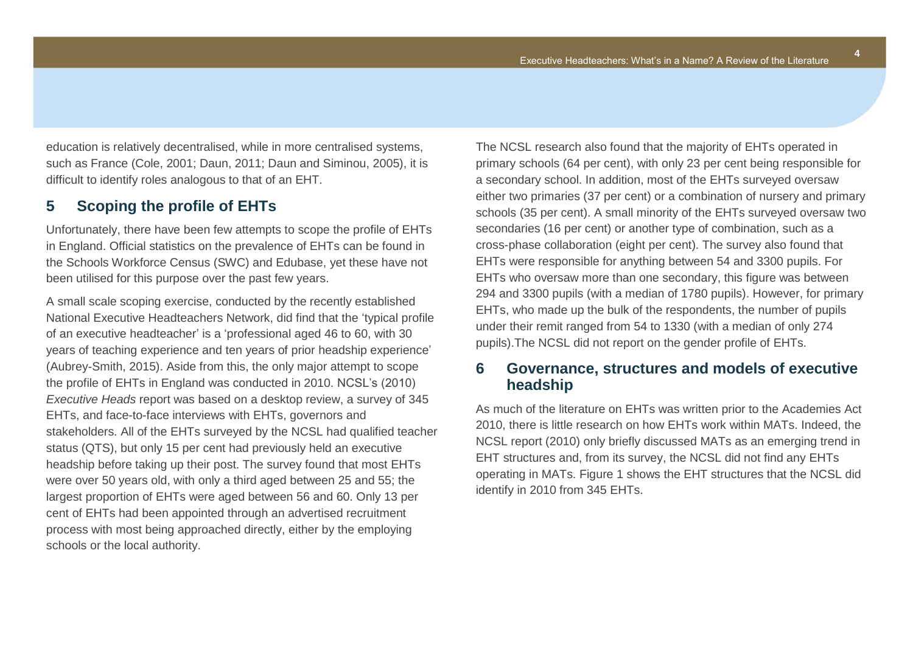education is relatively decentralised, while in more centralised systems, such as France (Cole, 2001; Daun, 2011; Daun and Siminou, 2005), it is difficult to identify roles analogous to that of an EHT.

## 5 Scoping the profile of EHTs

Unfortunately, there have been few attempts to scope the profile of EHTs in England. Official statistics on the prevalence of EHTs can be found in the Schools Workforce Census (SWC) and Edubase, yet these have not been utilised for this purpose over the past few years.

A small scale scoping exercise, conducted by the recently established National Executive Headteachers Network, did find that the 'typical profile of an executive headteacher' is a 'professional aged 46 to 60, with 30 years of teaching experience and ten years of prior headship experience' (Aubrey-Smith, 2015). Aside from this, the only major attempt to scope the profile of EHTs in England was conducted in 2010. NCSL's (2010) *Executive Heads* report was based on a desktop review, a survey of 345 EHTs, and face-to-face interviews with EHTs, governors and stakeholders. All of the EHTs surveyed by the NCSL had qualified teacher status (QTS), but only 15 per cent had previously held an executive headship before taking up their post. The survey found that most EHTs were over 50 years old, with only a third aged between 25 and 55; the largest proportion of EHTs were aged between 56 and 60. Only 13 per cent of EHTs had been appointed through an advertised recruitment process with most being approached directly, either by the employing schools or the local authority.

The NCSL research also found that the majority of EHTs operated in primary schools (64 per cent), with only 23 per cent being responsible for a secondary school. In addition, most of the EHTs surveyed oversaw either two primaries (37 per cent) or a combination of nursery and primary schools (35 per cent). A small minority of the EHTs surveyed oversaw two secondaries (16 per cent) or another type of combination, such as a cross-phase collaboration (eight per cent). The survey also found that EHTs were responsible for anything between 54 and 3300 pupils. For EHTs who oversaw more than one secondary, this figure was between 294 and 3300 pupils (with a median of 1780 pupils). However, for primary EHTs, who made up the bulk of the respondents, the number of pupils under their remit ranged from 54 to 1330 (with a median of only 274 pupils).The NCSL did not report on the gender profile of EHTs.

## 6 Governance, structures and models of executive headship

As much of the literature on EHTs was written prior to the Academies Act 2010, there is little research on how EHTs work within MATs. Indeed, the NCSL report (2010) only briefly discussed MATs as an emerging trend in EHT structures and, from its survey, the NCSL did not find any EHTs operating in MATs. Figure 1 shows the EHT structures that the NCSL did identify in 2010 from 345 EHTs.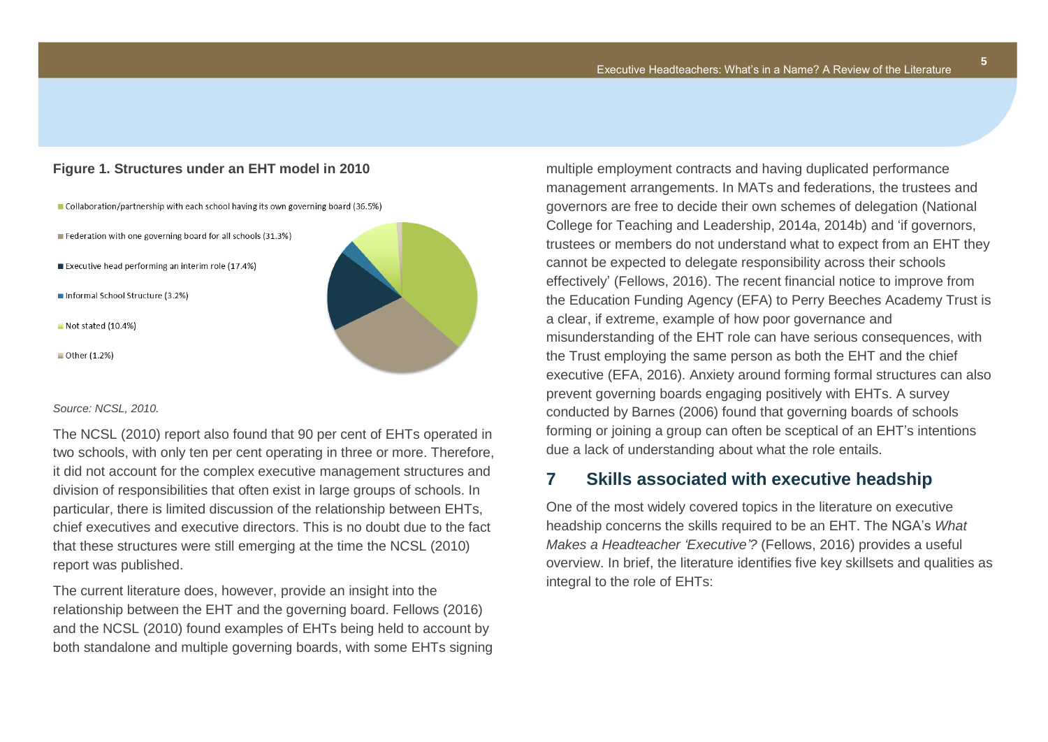**Figure 1. Structures under an EHT model in 2010**

- Collaboration/partnership with each school having its own governing board (36.5%)
- Federation with one governing board for all schools (31.3%)
- Executive head performing an interim role (17.4%)
- Informal School Structure (3.2%)
- Not stated (10.4%)
- Other (1.2%)

*Source: NCSL, 2010.*

The NCSL (2010) report also found that 90 per cent of EHTs operated in two schools, with only ten per cent operating in three or more. Therefore, it did not account for the complex executive management structures and division of responsibilities that often exist in large groups of schools. In particular, there is limited discussion of the relationship between EHTs, chief executives and executive directors. This is no doubt due to the fact that these structures were still emerging at the time the NCSL (2010) report was published.

The current literature does, however, provide an insight into the relationship between the EHT and the governing board. Fellows (2016) and the NCSL (2010) found examples of EHTs being held to account by both standalone and multiple governing boards, with some EHTs signing multiple employment contracts and having duplicated performance management arrangements. In MATs and federations, the trustees and governors are free to decide their own schemes of delegation (National College for Teaching and Leadership, 2014a, 2014b) and 'if governors, trustees or members do not understand what to expect from an EHT they cannot be expected to delegate responsibility across their schools effectively' (Fellows, 2016). The recent financial notice to improve from the Education Funding Agency (EFA) to Perry Beeches Academy Trust is a clear, if extreme, example of how poor governance and misunderstanding of the EHT role can have serious consequences, with the Trust employing the same person as both the EHT and the chief executive (EFA, 2016). Anxiety around forming formal structures can also prevent governing boards engaging positively with EHTs. A survey conducted by Barnes (2006) found that governing boards of schools forming or joining a group can often be sceptical of an EHT's intentions due a lack of understanding about what the role entails.

## 7 Skills associated with executive headship

One of the most widely covered topics in the literature on executive headship concerns the skills required to be an EHT. The NGA's *What Makes a Headteacher 'Executive'?* (Fellows, 2016) provides a useful overview. In brief, the literature identifies five key skillsets and qualities as integral to the role of EHTs: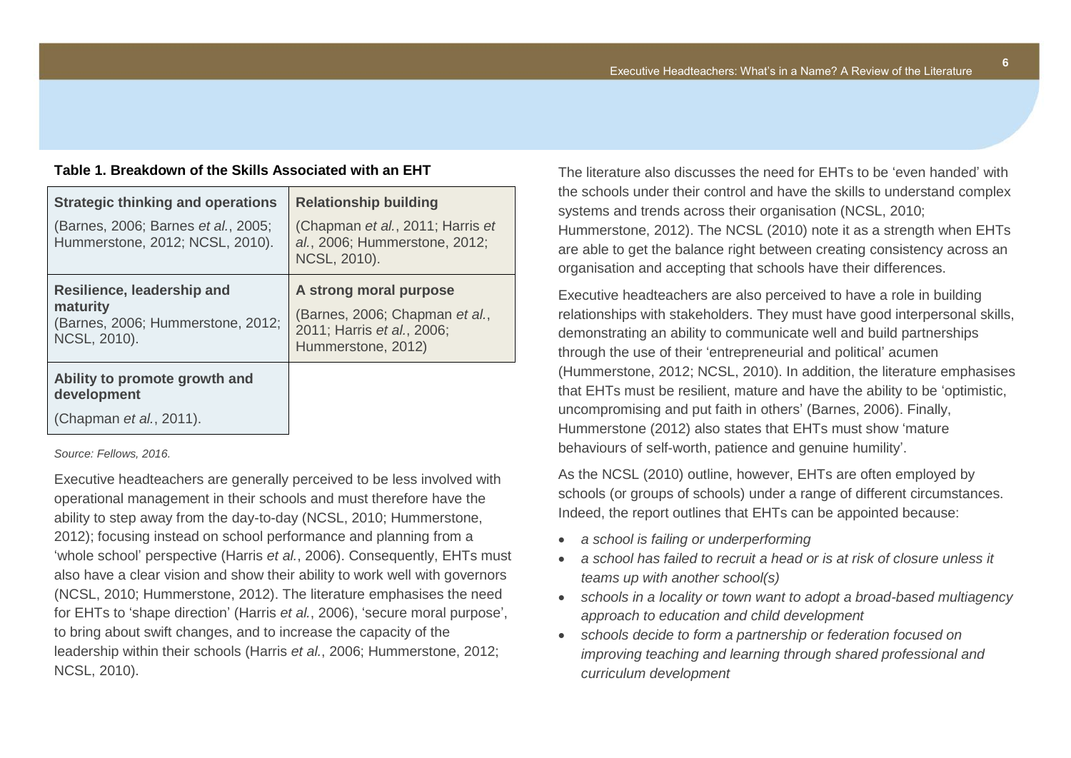**Table 1. Breakdown of the Skills Associated with an EHT**

| Strategic thinking and operations (Barnes, 2006; Barnes *et al.*, 2005; Hummerstone, 2012; NCSL, 2010). | Relationship building (Chapman *et al.*, 2011; Harris *et al.*, 2006; Hummerstone, 2012; NCSL, 2010). |
|---|---|
| **Resilience, leadership and maturity** (Barnes, 2006; Hummerstone, 2012; NCSL, 2010). | **A strong moral purpose** (Barnes, 2006; Chapman *et al.*, 2011; Harris *et al.*, 2006; Hummerstone, 2012) |
| **Ability to promote growth and development** (Chapman *et al.*, 2011). | |

*Source: Fellows, 2016.*

Executive headteachers are generally perceived to be less involved with operational management in their schools and must therefore have the ability to step away from the day-to-day (NCSL, 2010; Hummerstone, 2012); focusing instead on school performance and planning from a 'whole school' perspective (Harris *et al.*, 2006). Consequently, EHTs must also have a clear vision and show their ability to work well with governors (NCSL, 2010; Hummerstone, 2012). The literature emphasises the need for EHTs to 'shape direction' (Harris *et al.*, 2006), 'secure moral purpose', to bring about swift changes, and to increase the capacity of the leadership within their schools (Harris *et al.*, 2006; Hummerstone, 2012; NCSL, 2010).

The literature also discusses the need for EHTs to be 'even handed' with the schools under their control and have the skills to understand complex systems and trends across their organisation (NCSL, 2010; Hummerstone, 2012). The NCSL (2010) note it as a strength when EHTs are able to get the balance right between creating consistency across an organisation and accepting that schools have their differences.

Executive headteachers are also perceived to have a role in building relationships with stakeholders. They must have good interpersonal skills, demonstrating an ability to communicate well and build partnerships through the use of their 'entrepreneurial and political' acumen (Hummerstone, 2012; NCSL, 2010). In addition, the literature emphasises that EHTs must be resilient, mature and have the ability to be 'optimistic, uncompromising and put faith in others' (Barnes, 2006). Finally, Hummerstone (2012) also states that EHTs must show 'mature behaviours of self-worth, patience and genuine humility'.

As the NCSL (2010) outline, however, EHTs are often employed by schools (or groups of schools) under a range of different circumstances. Indeed, the report outlines that EHTs can be appointed because:

- *a school is failing or underperforming*
- *a school has failed to recruit a head or is at risk of closure unless it teams up with another school(s)*
- *schools in a locality or town want to adopt a broad-based multiagency approach to education and child development*
- *schools decide to form a partnership or federation focused on improving teaching and learning through shared professional and curriculum development*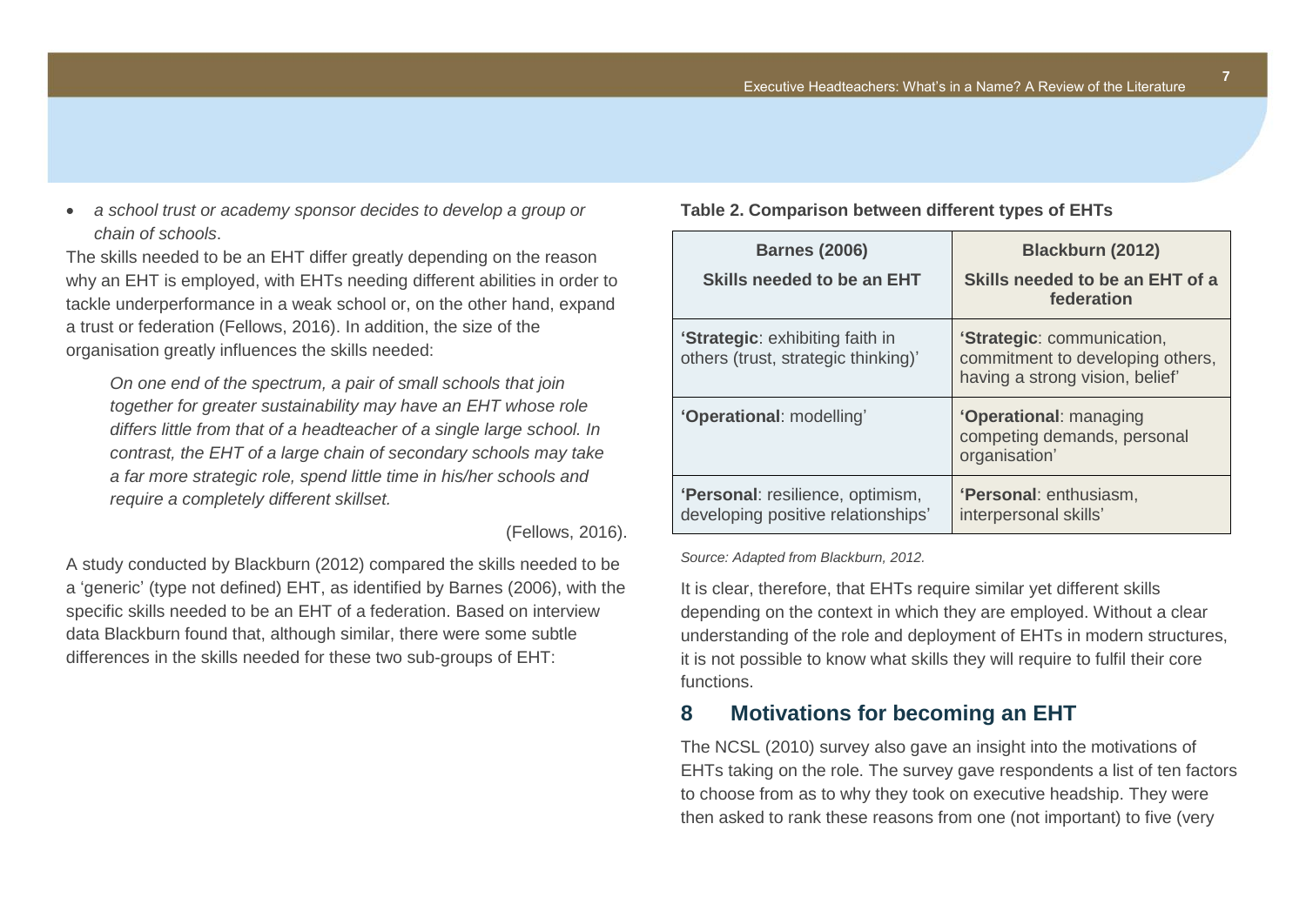- *a school trust or academy sponsor decides to develop a group or chain of schools*.

The skills needed to be an EHT differ greatly depending on the reason why an EHT is employed, with EHTs needing different abilities in order to tackle underperformance in a weak school or, on the other hand, expand a trust or federation (Fellows, 2016). In addition, the size of the organisation greatly influences the skills needed:

> *On one end of the spectrum, a pair of small schools that join together for greater sustainability may have an EHT whose role differs little from that of a headteacher of a single large school. In contrast, the EHT of a large chain of secondary schools may take a far more strategic role, spend little time in his/her schools and require a completely different skillset.*
>
> (Fellows, 2016).

A study conducted by Blackburn (2012) compared the skills needed to be a 'generic' (type not defined) EHT, as identified by Barnes (2006), with the specific skills needed to be an EHT of a federation. Based on interview data Blackburn found that, although similar, there were some subtle differences in the skills needed for these two sub-groups of EHT:

**Table 2. Comparison between different types of EHTs**

| **Barnes (2006)** **Skills needed to be an EHT** | **Blackburn (2012)** **Skills needed to be an EHT of a federation** |
|---|---|
| '**Strategic**: exhibiting faith in others (trust, strategic thinking)' | '**Strategic**: communication, commitment to developing others, having a strong vision, belief' |
| '**Operational**: modelling' | '**Operational**: managing competing demands, personal organisation' |
| '**Personal**: resilience, optimism, developing positive relationships' | '**Personal**: enthusiasm, interpersonal skills' |

*Source: Adapted from Blackburn, 2012.*

It is clear, therefore, that EHTs require similar yet different skills depending on the context in which they are employed. Without a clear understanding of the role and deployment of EHTs in modern structures, it is not possible to know what skills they will require to fulfil their core functions.

## 8 Motivations for becoming an EHT

The NCSL (2010) survey also gave an insight into the motivations of EHTs taking on the role. The survey gave respondents a list of ten factors to choose from as to why they took on executive headship. They were then asked to rank these reasons from one (not important) to five (very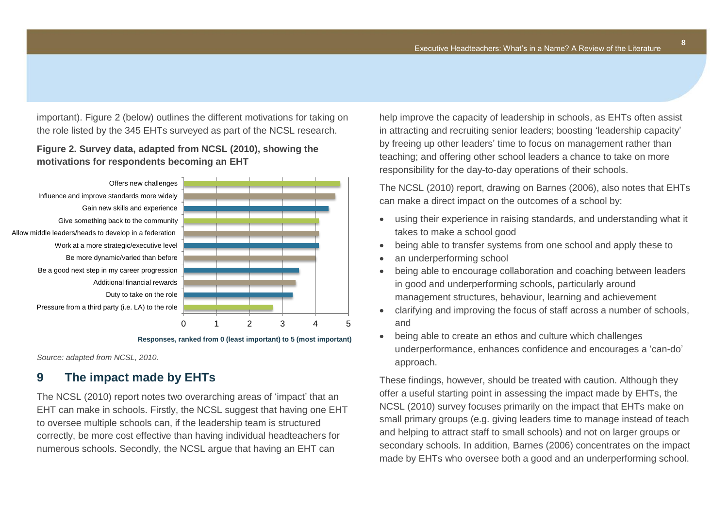important). Figure 2 (below) outlines the different motivations for taking on the role listed by the 345 EHTs surveyed as part of the NCSL research.

**Figure 2. Survey data, adapted from NCSL (2010), showing the motivations for respondents becoming an EHT**

- Offers new challenges
- Influence and improve standards more widely
- Gain new skills and experience
- Give something back to the community
- Allow middle leaders/heads to develop in a federation
- Work at a more strategic/executive level
- Be more dynamic/varied than before
- Be a good next step in my career progression
- Additional financial rewards
- Duty to take on the role
- Pressure from a third party (i.e. LA) to the role

**Responses, ranked from 0 (least important) to 5 (most important)**

*Source: adapted from NCSL, 2010.*

## 9 The impact made by EHTs

The NCSL (2010) report notes two overarching areas of 'impact' that an EHT can make in schools. Firstly, the NCSL suggest that having one EHT to oversee multiple schools can, if the leadership team is structured correctly, be more cost effective than having individual headteachers for numerous schools. Secondly, the NCSL argue that having an EHT can help improve the capacity of leadership in schools, as EHTs often assist in attracting and recruiting senior leaders; boosting 'leadership capacity' by freeing up other leaders' time to focus on management rather than teaching; and offering other school leaders a chance to take on more responsibility for the day-to-day operations of their schools.

The NCSL (2010) report, drawing on Barnes (2006), also notes that EHTs can make a direct impact on the outcomes of a school by:

- using their experience in raising standards, and understanding what it takes to make a school good
- being able to transfer systems from one school and apply these to
- an underperforming school
- being able to encourage collaboration and coaching between leaders in good and underperforming schools, particularly around management structures, behaviour, learning and achievement
- clarifying and improving the focus of staff across a number of schools, and
- being able to create an ethos and culture which challenges underperformance, enhances confidence and encourages a 'can-do' approach.

These findings, however, should be treated with caution. Although they offer a useful starting point in assessing the impact made by EHTs, the NCSL (2010) survey focuses primarily on the impact that EHTs make on small primary groups (e.g. giving leaders time to manage instead of teach and helping to attract staff to small schools) and not on larger groups or secondary schools. In addition, Barnes (2006) concentrates on the impact made by EHTs who oversee both a good and an underperforming school.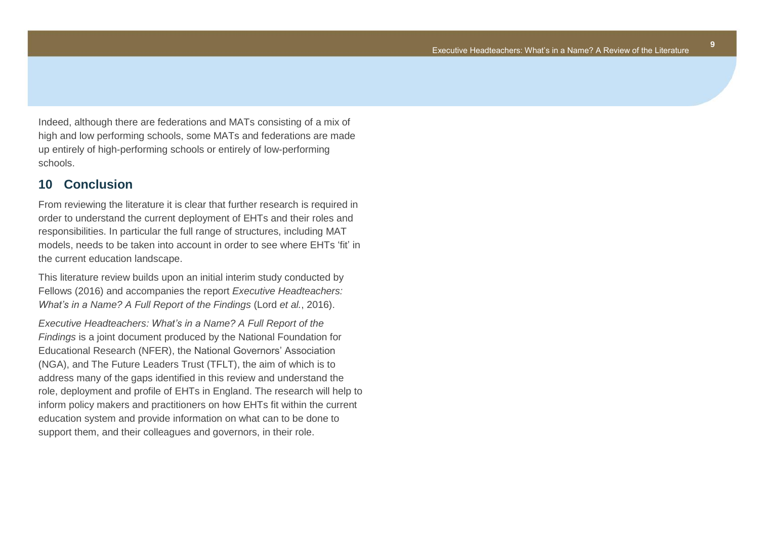Indeed, although there are federations and MATs consisting of a mix of high and low performing schools, some MATs and federations are made up entirely of high-performing schools or entirely of low-performing schools.

## 10 Conclusion

From reviewing the literature it is clear that further research is required in order to understand the current deployment of EHTs and their roles and responsibilities. In particular the full range of structures, including MAT models, needs to be taken into account in order to see where EHTs 'fit' in the current education landscape.

This literature review builds upon an initial interim study conducted by Fellows (2016) and accompanies the report *Executive Headteachers: What's in a Name? A Full Report of the Findings* (Lord *et al.*, 2016).

*Executive Headteachers: What's in a Name? A Full Report of the Findings* is a joint document produced by the National Foundation for Educational Research (NFER), the National Governors' Association (NGA), and The Future Leaders Trust (TFLT), the aim of which is to address many of the gaps identified in this review and understand the role, deployment and profile of EHTs in England. The research will help to inform policy makers and practitioners on how EHTs fit within the current education system and provide information on what can to be done to support them, and their colleagues and governors, in their role.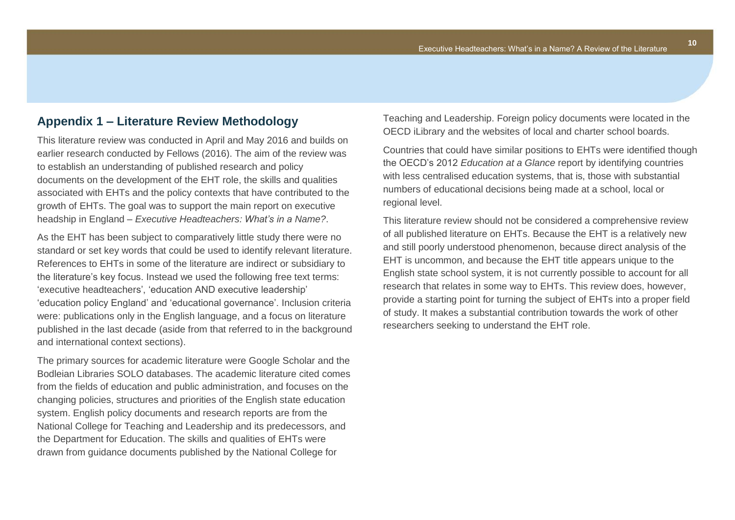## Appendix 1 – Literature Review Methodology

This literature review was conducted in April and May 2016 and builds on earlier research conducted by Fellows (2016). The aim of the review was to establish an understanding of published research and policy documents on the development of the EHT role, the skills and qualities associated with EHTs and the policy contexts that have contributed to the growth of EHTs. The goal was to support the main report on executive headship in England – *Executive Headteachers: What's in a Name?*.

As the EHT has been subject to comparatively little study there were no standard or set key words that could be used to identify relevant literature. References to EHTs in some of the literature are indirect or subsidiary to the literature's key focus. Instead we used the following free text terms: 'executive headteachers', 'education AND executive leadership' 'education policy England' and 'educational governance'. Inclusion criteria were: publications only in the English language, and a focus on literature published in the last decade (aside from that referred to in the background and international context sections).

The primary sources for academic literature were Google Scholar and the Bodleian Libraries SOLO databases. The academic literature cited comes from the fields of education and public administration, and focuses on the changing policies, structures and priorities of the English state education system. English policy documents and research reports are from the National College for Teaching and Leadership and its predecessors, and the Department for Education. The skills and qualities of EHTs were drawn from guidance documents published by the National College for Teaching and Leadership. Foreign policy documents were located in the OECD iLibrary and the websites of local and charter school boards.

Countries that could have similar positions to EHTs were identified though the OECD's 2012 *Education at a Glance* report by identifying countries with less centralised education systems, that is, those with substantial numbers of educational decisions being made at a school, local or regional level.

This literature review should not be considered a comprehensive review of all published literature on EHTs. Because the EHT is a relatively new and still poorly understood phenomenon, because direct analysis of the EHT is uncommon, and because the EHT title appears unique to the English state school system, it is not currently possible to account for all research that relates in some way to EHTs. This review does, however, provide a starting point for turning the subject of EHTs into a proper field of study. It makes a substantial contribution towards the work of other researchers seeking to understand the EHT role.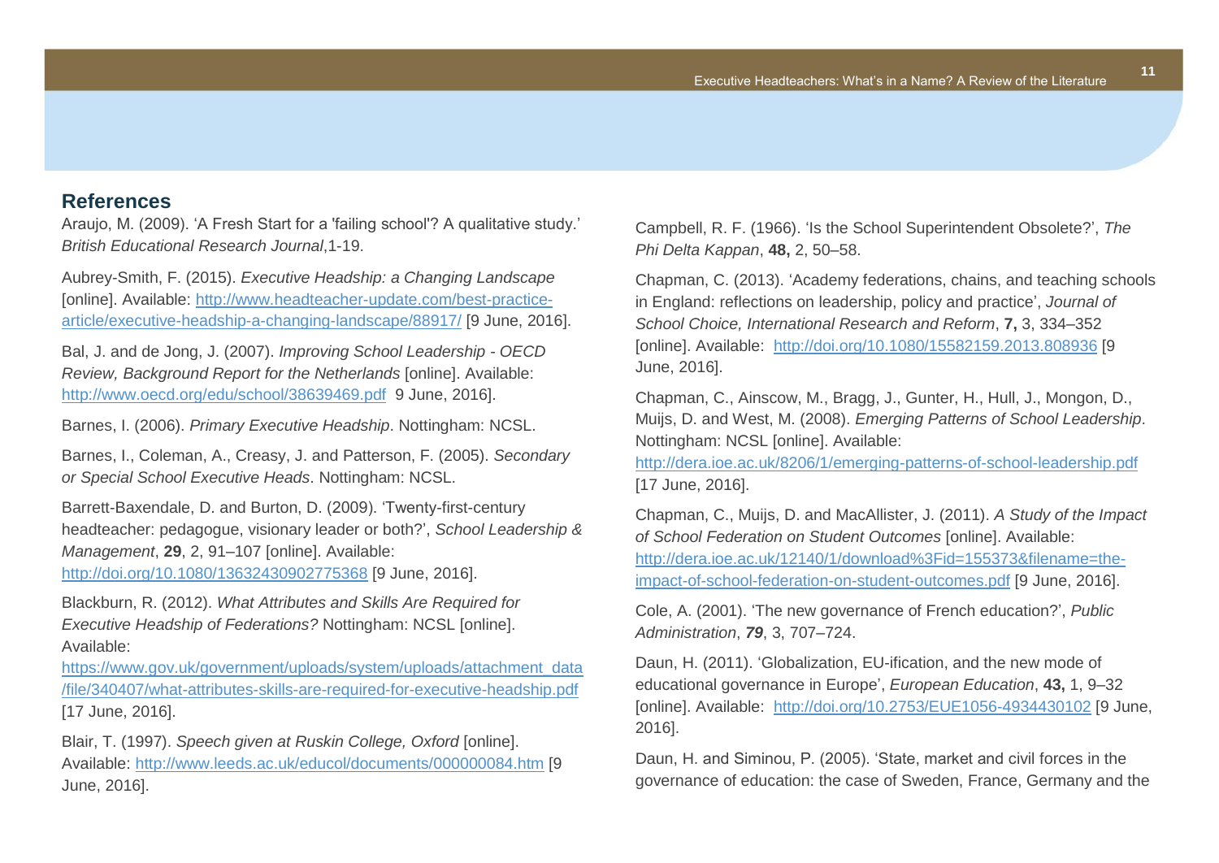## References

Araujo, M. (2009). 'A Fresh Start for a 'failing school'? A qualitative study.' *British Educational Research Journal*,1-19.

Aubrey-Smith, F. (2015). *Executive Headship: a Changing Landscape* [online]. Available: http://www.headteacher-update.com/best-practice-article/executive-headship-a-changing-landscape/88917/ [9 June, 2016].

Bal, J. and de Jong, J. (2007). *Improving School Leadership - OECD Review, Background Report for the Netherlands* [online]. Available: http://www.oecd.org/edu/school/38639469.pdf 9 June, 2016].

Barnes, I. (2006). *Primary Executive Headship*. Nottingham: NCSL.

Barnes, I., Coleman, A., Creasy, J. and Patterson, F. (2005). *Secondary or Special School Executive Heads*. Nottingham: NCSL.

Barrett-Baxendale, D. and Burton, D. (2009). 'Twenty-first-century headteacher: pedagogue, visionary leader or both?', *School Leadership & Management*, **29**, 2, 91–107 [online]. Available: http://doi.org/10.1080/13632430902775368 [9 June, 2016].

Blackburn, R. (2012). *What Attributes and Skills Are Required for Executive Headship of Federations?* Nottingham: NCSL [online]. Available: https://www.gov.uk/government/uploads/system/uploads/attachment_data/file/340407/what-attributes-skills-are-required-for-executive-headship.pdf [17 June, 2016].

Blair, T. (1997). *Speech given at Ruskin College, Oxford* [online]. Available: http://www.leeds.ac.uk/educol/documents/000000084.htm [9 June, 2016].

Campbell, R. F. (1966). 'Is the School Superintendent Obsolete?', *The Phi Delta Kappan*, **48,** 2, 50–58.

Chapman, C. (2013). 'Academy federations, chains, and teaching schools in England: reflections on leadership, policy and practice', *Journal of School Choice, International Research and Reform*, **7,** 3, 334–352 [online]. Available: http://doi.org/10.1080/15582159.2013.808936 [9 June, 2016].

Chapman, C., Ainscow, M., Bragg, J., Gunter, H., Hull, J., Mongon, D., Muijs, D. and West, M. (2008). *Emerging Patterns of School Leadership*. Nottingham: NCSL [online]. Available: http://dera.ioe.ac.uk/8206/1/emerging-patterns-of-school-leadership.pdf [17 June, 2016].

Chapman, C., Muijs, D. and MacAllister, J. (2011). *A Study of the Impact of School Federation on Student Outcomes* [online]. Available: http://dera.ioe.ac.uk/12140/1/download%3Fid=155373&filename=the-impact-of-school-federation-on-student-outcomes.pdf [9 June, 2016].

Cole, A. (2001). 'The new governance of French education?', *Public Administration*, ***79***, 3, 707–724.

Daun, H. (2011). 'Globalization, EU-ification, and the new mode of educational governance in Europe', *European Education*, **43,** 1, 9–32 [online]. Available: http://doi.org/10.2753/EUE1056-4934430102 [9 June, 2016].

Daun, H. and Siminou, P. (2005). 'State, market and civil forces in the governance of education: the case of Sweden, France, Germany and the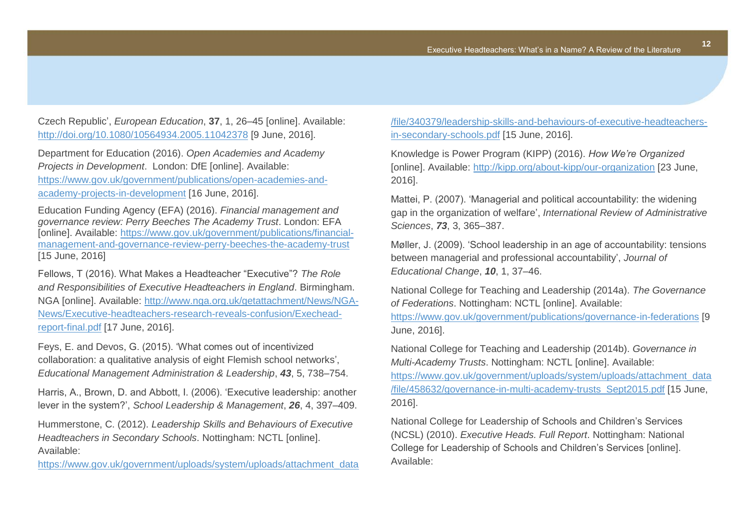Czech Republic', *European Education*, **37**, 1, 26–45 [online]. Available: http://doi.org/10.1080/10564934.2005.11042378 [9 June, 2016].

Department for Education (2016). *Open Academies and Academy Projects in Development*. London: DfE [online]. Available: https://www.gov.uk/government/publications/open-academies-and-academy-projects-in-development [16 June, 2016].

Education Funding Agency (EFA) (2016). *Financial management and governance review: Perry Beeches The Academy Trust*. London: EFA [online]. Available: https://www.gov.uk/government/publications/financial-management-and-governance-review-perry-beeches-the-academy-trust [15 June, 2016]

Fellows, T (2016). What Makes a Headteacher "Executive"? *The Role and Responsibilities of Executive Headteachers in England*. Birmingham. NGA [online]. Available: http://www.nga.org.uk/getattachment/News/NGA-News/Executive-headteachers-research-reveals-confusion/Exechead-report-final.pdf [17 June, 2016].

Feys, E. and Devos, G. (2015). 'What comes out of incentivized collaboration: a qualitative analysis of eight Flemish school networks', *Educational Management Administration & Leadership*, ***43***, 5, 738–754.

Harris, A., Brown, D. and Abbott, I. (2006). 'Executive leadership: another lever in the system?', *School Leadership & Management*, ***26***, 4, 397–409.

Hummerstone, C. (2012). *Leadership Skills and Behaviours of Executive Headteachers in Secondary Schools*. Nottingham: NCTL [online]. Available: https://www.gov.uk/government/uploads/system/uploads/attachment_data/file/340379/leadership-skills-and-behaviours-of-executive-headteachers-in-secondary-schools.pdf [15 June, 2016].

Knowledge is Power Program (KIPP) (2016). *How We're Organized* [online]. Available: http://kipp.org/about-kipp/our-organization [23 June, 2016].

Mattei, P. (2007). 'Managerial and political accountability: the widening gap in the organization of welfare', *International Review of Administrative Sciences*, ***73***, 3, 365–387.

Møller, J. (2009). 'School leadership in an age of accountability: tensions between managerial and professional accountability', *Journal of Educational Change*, ***10***, 1, 37–46.

National College for Teaching and Leadership (2014a). *The Governance of Federations*. Nottingham: NCTL [online]. Available: https://www.gov.uk/government/publications/governance-in-federations [9 June, 2016].

National College for Teaching and Leadership (2014b). *Governance in Multi-Academy Trusts*. Nottingham: NCTL [online]. Available: https://www.gov.uk/government/uploads/system/uploads/attachment_data/file/458632/governance-in-multi-academy-trusts_Sept2015.pdf [15 June, 2016].

National College for Leadership of Schools and Children's Services (NCSL) (2010). *Executive Heads. Full Report*. Nottingham: National College for Leadership of Schools and Children's Services [online]. Available: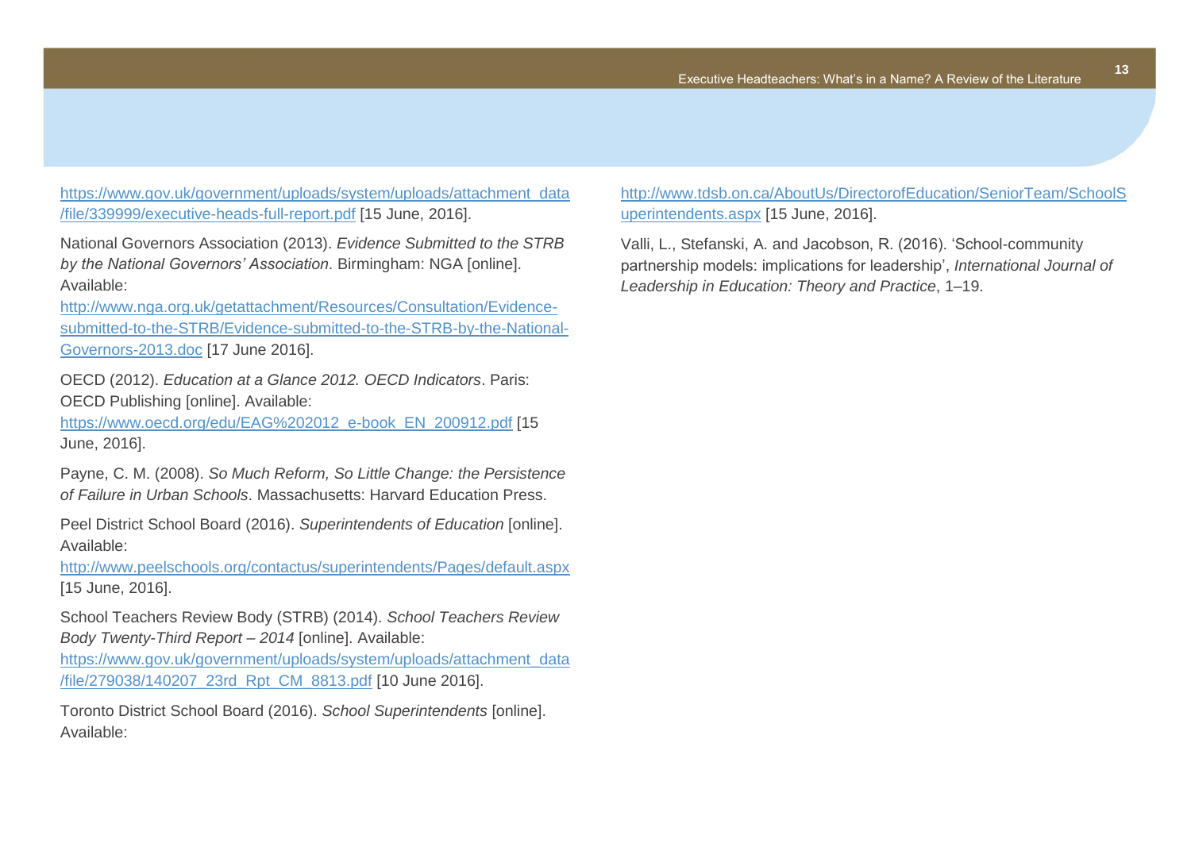https://www.gov.uk/government/uploads/system/uploads/attachment_data/file/339999/executive-heads-full-report.pdf [15 June, 2016].

National Governors Association (2013). *Evidence Submitted to the STRB by the National Governors' Association.* Birmingham: NGA [online]. Available: http://www.nga.org.uk/getattachment/Resources/Consultation/Evidence-submitted-to-the-STRB/Evidence-submitted-to-the-STRB-by-the-National-Governors-2013.doc [17 June 2016].

OECD (2012). *Education at a Glance 2012. OECD Indicators*. Paris: OECD Publishing [online]. Available: https://www.oecd.org/edu/EAG%202012_e-book_EN_200912.pdf [15 June, 2016].

Payne, C. M. (2008). *So Much Reform, So Little Change: the Persistence of Failure in Urban Schools*. Massachusetts: Harvard Education Press.

Peel District School Board (2016). *Superintendents of Education* [online]. Available: http://www.peelschools.org/contactus/superintendents/Pages/default.aspx [15 June, 2016].

School Teachers Review Body (STRB) (2014). *School Teachers Review Body Twenty-Third Report – 2014* [online]. Available: https://www.gov.uk/government/uploads/system/uploads/attachment_data/file/279038/140207_23rd_Rpt_CM_8813.pdf [10 June 2016].

Toronto District School Board (2016). *School Superintendents* [online]. Available: http://www.tdsb.on.ca/AboutUs/DirectorofEducation/SeniorTeam/SchoolSuperintendents.aspx [15 June, 2016].

Valli, L., Stefanski, A. and Jacobson, R. (2016). 'School-community partnership models: implications for leadership', *International Journal of Leadership in Education: Theory and Practice*, 1–19.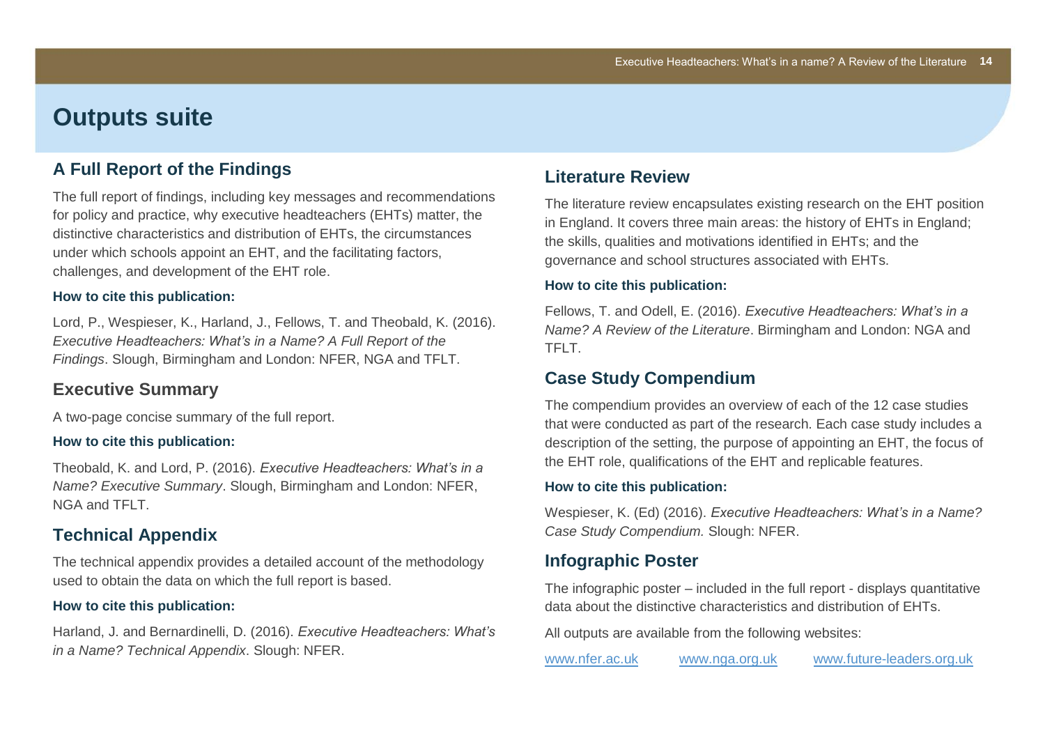# Outputs suite

## A Full Report of the Findings

The full report of findings, including key messages and recommendations for policy and practice, why executive headteachers (EHTs) matter, the distinctive characteristics and distribution of EHTs, the circumstances under which schools appoint an EHT, and the facilitating factors, challenges, and development of the EHT role.

**How to cite this publication:**

Lord, P., Wespieser, K., Harland, J., Fellows, T. and Theobald, K. (2016). *Executive Headteachers: What's in a Name? A Full Report of the Findings*. Slough, Birmingham and London: NFER, NGA and TFLT.

## Executive Summary

A two-page concise summary of the full report.

**How to cite this publication:**

Theobald, K. and Lord, P. (2016). *Executive Headteachers: What's in a Name? Executive Summary*. Slough, Birmingham and London: NFER, NGA and TFLT.

## Technical Appendix

The technical appendix provides a detailed account of the methodology used to obtain the data on which the full report is based.

**How to cite this publication:**

Harland, J. and Bernardinelli, D. (2016). *Executive Headteachers: What's in a Name? Technical Appendix*. Slough: NFER.

## Literature Review

The literature review encapsulates existing research on the EHT position in England. It covers three main areas: the history of EHTs in England; the skills, qualities and motivations identified in EHTs; and the governance and school structures associated with EHTs.

**How to cite this publication:**

Fellows, T. and Odell, E. (2016). *Executive Headteachers: What's in a Name? A Review of the Literature*. Birmingham and London: NGA and TFLT.

## Case Study Compendium

The compendium provides an overview of each of the 12 case studies that were conducted as part of the research. Each case study includes a description of the setting, the purpose of appointing an EHT, the focus of the EHT role, qualifications of the EHT and replicable features.

**How to cite this publication:**

Wespieser, K. (Ed) (2016). *Executive Headteachers: What's in a Name? Case Study Compendium.* Slough: NFER.

## Infographic Poster

The infographic poster – included in the full report - displays quantitative data about the distinctive characteristics and distribution of EHTs.

All outputs are available from the following websites:

www.nfer.ac.uk www.nga.org.uk www.future-leaders.org.uk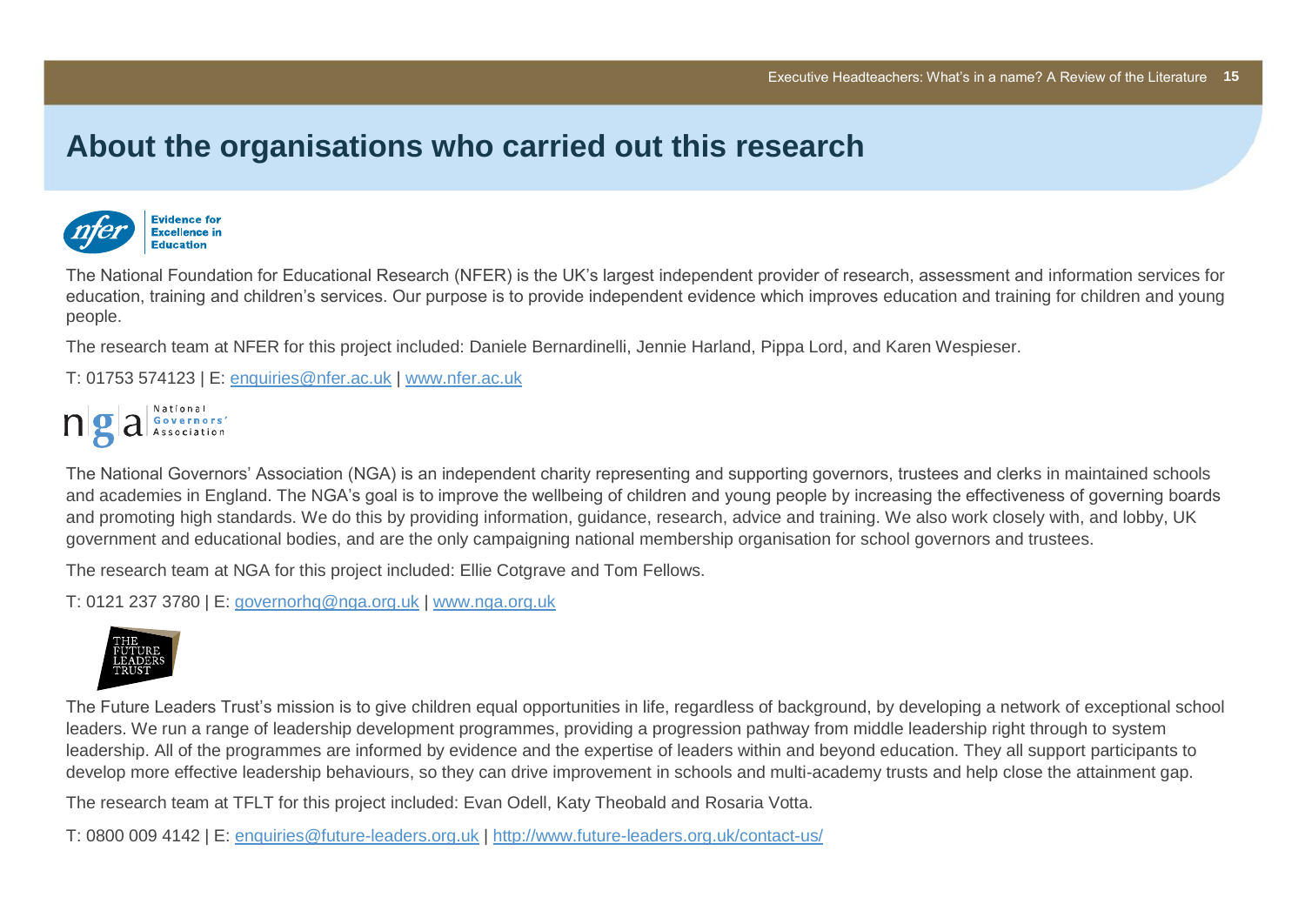# About the organisations who carried out this research

The National Foundation for Educational Research (NFER) is the UK's largest independent provider of research, assessment and information services for education, training and children's services. Our purpose is to provide independent evidence which improves education and training for children and young people.

The research team at NFER for this project included: Daniele Bernardinelli, Jennie Harland, Pippa Lord, and Karen Wespieser.

T: 01753 574123 | E: enquiries@nfer.ac.uk | www.nfer.ac.uk

The National Governors' Association (NGA) is an independent charity representing and supporting governors, trustees and clerks in maintained schools and academies in England. The NGA's goal is to improve the wellbeing of children and young people by increasing the effectiveness of governing boards and promoting high standards. We do this by providing information, guidance, research, advice and training. We also work closely with, and lobby, UK government and educational bodies, and are the only campaigning national membership organisation for school governors and trustees.

The research team at NGA for this project included: Ellie Cotgrave and Tom Fellows.

T: 0121 237 3780 | E: governorhq@nga.org.uk | www.nga.org.uk

The Future Leaders Trust's mission is to give children equal opportunities in life, regardless of background, by developing a network of exceptional school leaders. We run a range of leadership development programmes, providing a progression pathway from middle leadership right through to system leadership. All of the programmes are informed by evidence and the expertise of leaders within and beyond education. They all support participants to develop more effective leadership behaviours, so they can drive improvement in schools and multi-academy trusts and help close the attainment gap.

The research team at TFLT for this project included: Evan Odell, Katy Theobald and Rosaria Votta.

T: 0800 009 4142 | E: enquiries@future-leaders.org.uk | http://www.future-leaders.org.uk/contact-us/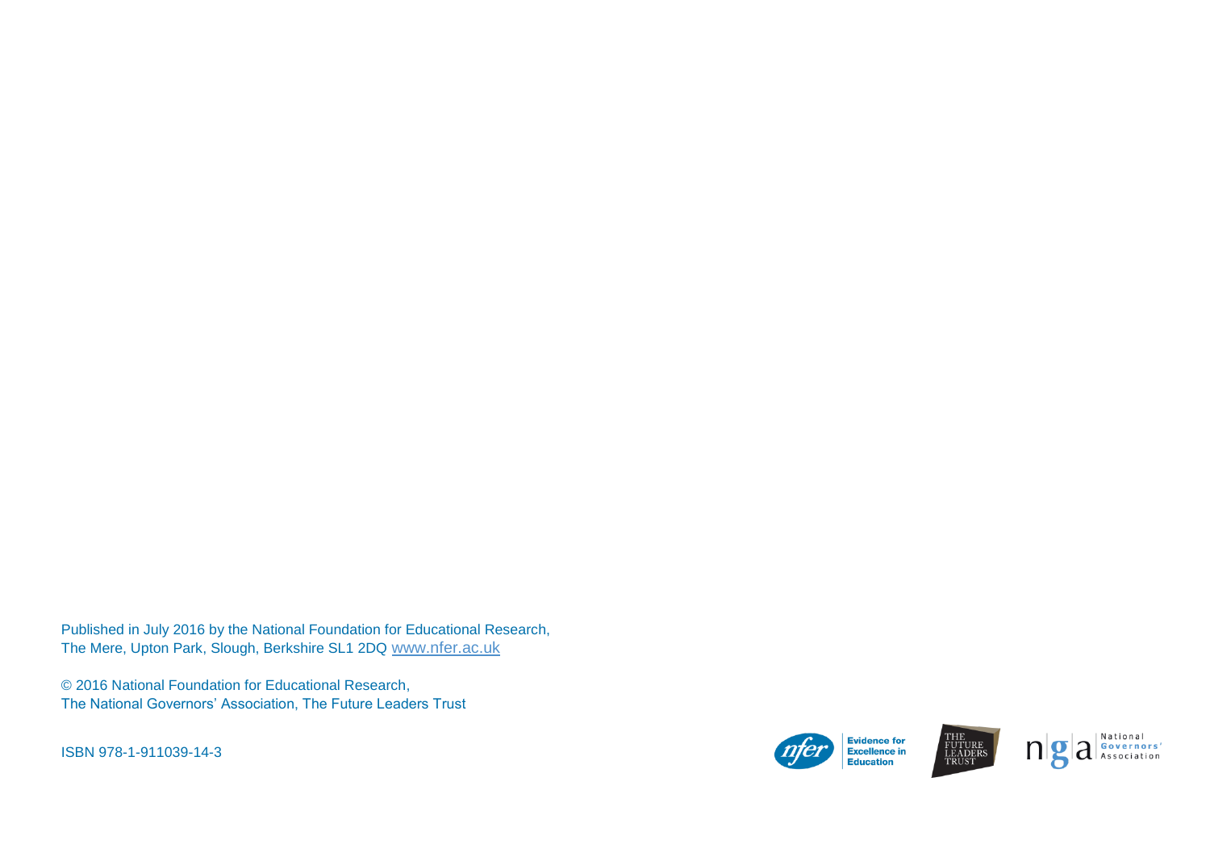Published in July 2016 by the National Foundation for Educational Research, The Mere, Upton Park, Slough, Berkshire SL1 2DQ www.nfer.ac.uk

© 2016 National Foundation for Educational Research, The National Governors' Association, The Future Leaders Trust

ISBN 978-1-911039-14-3